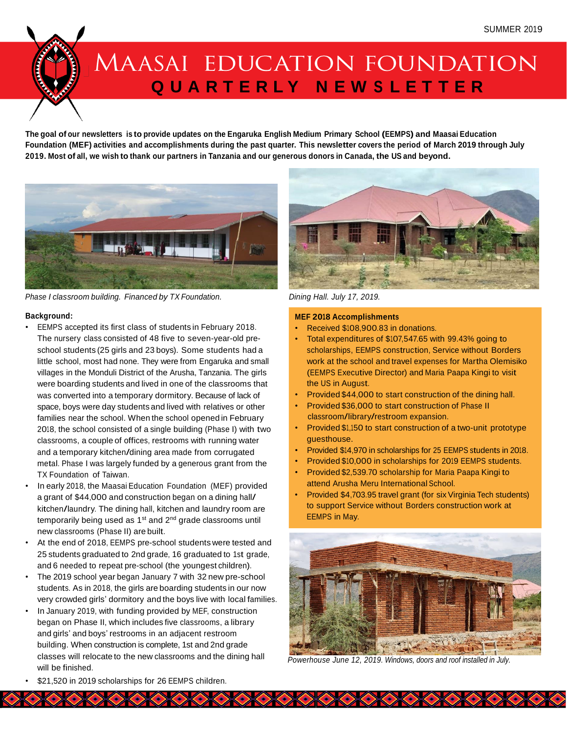SUMMER 2019

# MAASAI EDUCATION FOUNDATION
## QUARTERLY NEWSLETTER

**The goal of our newsletters is to provide updates on the Engaruka English Medium Primary School (EEMPS) and Maasai Education Foundation (MEF) activities and accomplishments during the past quarter. This newsletter covers the period of March 2019 through July 2019. Most of all, we wish to thank our partners in Tanzania and our generous donors in Canada, the US and beyond.**

*Phase I classroom building. Financed by TX Foundation.*

*Dining Hall. July 17, 2019.*

**Background:**

- EEMPS accepted its first class of students in February 2018. The nursery class consisted of 48 five to seven-year-old pre-school students (25 girls and 23 boys). Some students had a little school, most had none. They were from Engaruka and small villages in the Monduli District of the Arusha, Tanzania. The girls were boarding students and lived in one of the classrooms that was converted into a temporary dormitory. Because of lack of space, boys were day students and lived with relatives or other families near the school. When the school opened in February 2018, the school consisted of a single building (Phase I) with two classrooms, a couple of offices, restrooms with running water and a temporary kitchen/dining area made from corrugated metal. Phase I was largely funded by a generous grant from the TX Foundation of Taiwan.
- In early 2018, the Maasai Education Foundation (MEF) provided a grant of $44,000 and construction began on a dining hall/kitchen/laundry. The dining hall, kitchen and laundry room are temporarily being used as 1st and 2nd grade classrooms until new classrooms (Phase II) are built.
- At the end of 2018, EEMPS pre-school students were tested and 25 students graduated to 2nd grade, 16 graduated to 1st grade, and 6 needed to repeat pre-school (the youngest children).
- The 2019 school year began January 7 with 32 new pre-school students. As in 2018, the girls are boarding students in our now very crowded girls' dormitory and the boys live with local families.
- In January 2019, with funding provided by MEF, construction began on Phase II, which includes five classrooms, a library and girls' and boys' restrooms in an adjacent restroom building. When construction is complete, 1st and 2nd grade classes will relocate to the new classrooms and the dining hall will be finished.
- $21,520 in 2019 scholarships for 26 EEMPS children.

**MEF 2018 Accomplishments**

- Received $108,900.83 in donations.
- Total expenditures of $107,547.65 with 99.43% going to scholarships, EEMPS construction, Service without Borders work at the school and travel expenses for Martha Olemisiko (EEMPS Executive Director) and Maria Paapa Kingi to visit the US in August.
- Provided $44,000 to start construction of the dining hall.
- Provided $36,000 to start construction of Phase II classroom/library/restroom expansion.
- Provided $1,150 to start construction of a two-unit prototype guesthouse.
- Provided $14,970 in scholarships for 25 EEMPS students in 2018.
- Provided $10,000 in scholarships for 2019 EEMPS students.
- Provided $2,539.70 scholarship for Maria Paapa Kingi to attend Arusha Meru International School.
- Provided $4,703.95 travel grant (for six Virginia Tech students) to support Service without Borders construction work at EEMPS in May.

*Powerhouse June 12, 2019. Windows, doors and roof installed in July.*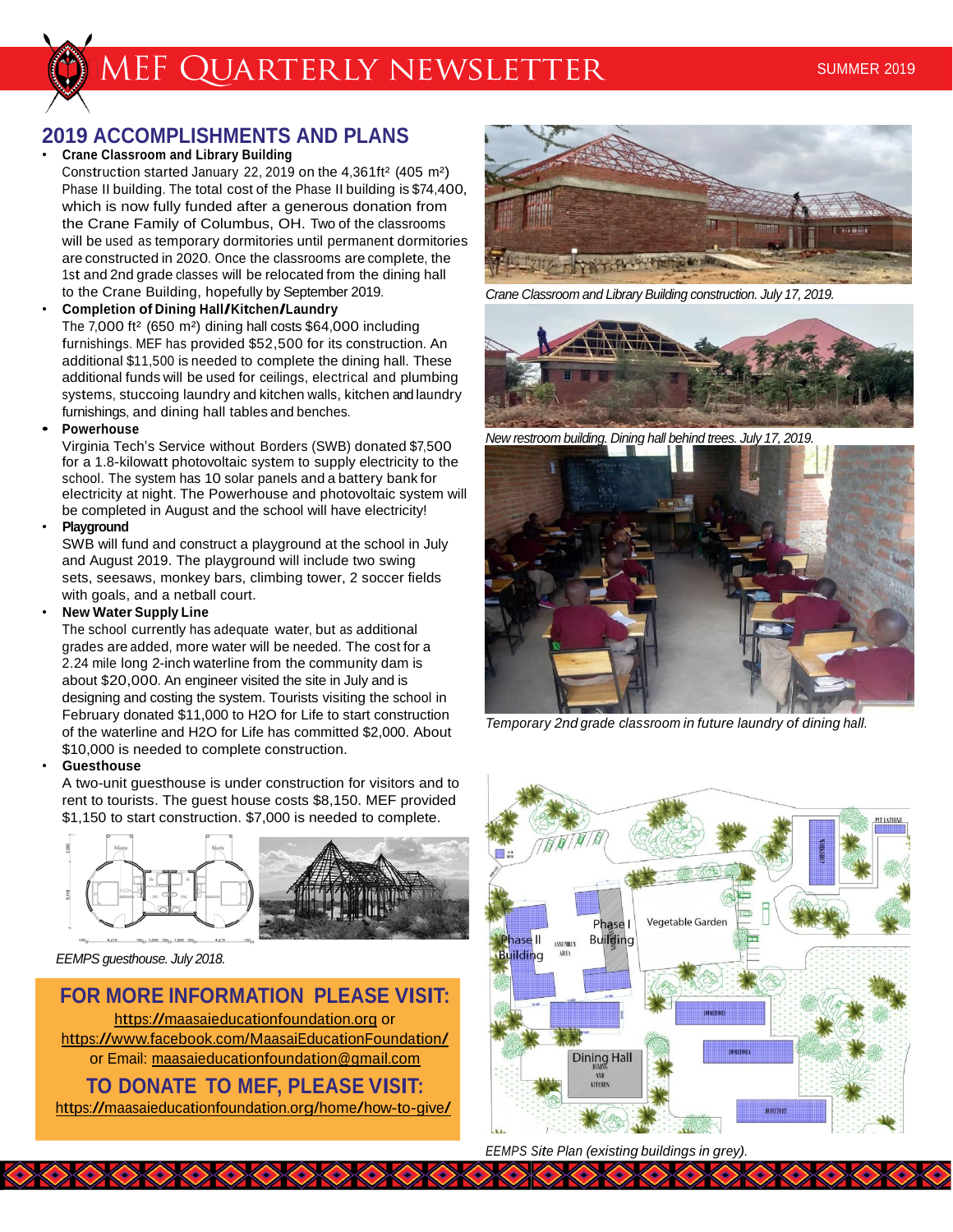# MEF Quarterly Newsletter

SUMMER 2019

## 2019 ACCOMPLISHMENTS AND PLANS

- **Crane Classroom and Library Building**
  Construction started January 22, 2019 on the 4,361ft² (405 m²) Phase II building. The total cost of the Phase II building is $74,400, which is now fully funded after a generous donation from the Crane Family of Columbus, OH. Two of the classrooms will be used as temporary dormitories until permanent dormitories are constructed in 2020. Once the classrooms are complete, the 1st and 2nd grade classes will be relocated from the dining hall to the Crane Building, hopefully by September 2019.
- **Completion of Dining Hall/Kitchen/Laundry**
  The 7,000 ft² (650 m²) dining hall costs $64,000 including furnishings. MEF has provided $52,500 for its construction. An additional $11,500 is needed to complete the dining hall. These additional funds will be used for ceilings, electrical and plumbing systems, stuccoing laundry and kitchen walls, kitchen and laundry furnishings, and dining hall tables and benches.
- **Powerhouse**
  Virginia Tech's Service without Borders (SWB) donated $7,500 for a 1.8-kilowatt photovoltaic system to supply electricity to the school. The system has 10 solar panels and a battery bank for electricity at night. The Powerhouse and photovoltaic system will be completed in August and the school will have electricity!
- **Playground**
  SWB will fund and construct a playground at the school in July and August 2019. The playground will include two swing sets, seesaws, monkey bars, climbing tower, 2 soccer fields with goals, and a netball court.
- **New Water Supply Line**
  The school currently has adequate water, but as additional grades are added, more water will be needed. The cost for a 2.24 mile long 2-inch waterline from the community dam is about $20,000. An engineer visited the site in July and is designing and costing the system. Tourists visiting the school in February donated $11,000 to H2O for Life to start construction of the waterline and H2O for Life has committed $2,000. About $10,000 is needed to complete construction.
- **Guesthouse**
  A two-unit guesthouse is under construction for visitors and to rent to tourists. The guest house costs $8,150. MEF provided $1,150 to start construction. $7,000 is needed to complete.

EEMPS guesthouse. July 2018.

Crane Classroom and Library Building construction. July 17, 2019.

New restroom building. Dining hall behind trees. July 17, 2019.

Temporary 2nd grade classroom in future laundry of dining hall.

Phase II Building
Phase I Building
Vegetable Garden
Dining Hall

EEMPS Site Plan (existing buildings in grey).

**FOR MORE INFORMATION PLEASE VISIT:**
https://maasaieducationfoundation.org or
https://www.facebook.com/MaasaiEducationFoundation/
or Email: maasaieducationfoundation@gmail.com

**TO DONATE TO MEF, PLEASE VISIT:**
https://maasaieducationfoundation.org/home/how-to-give/